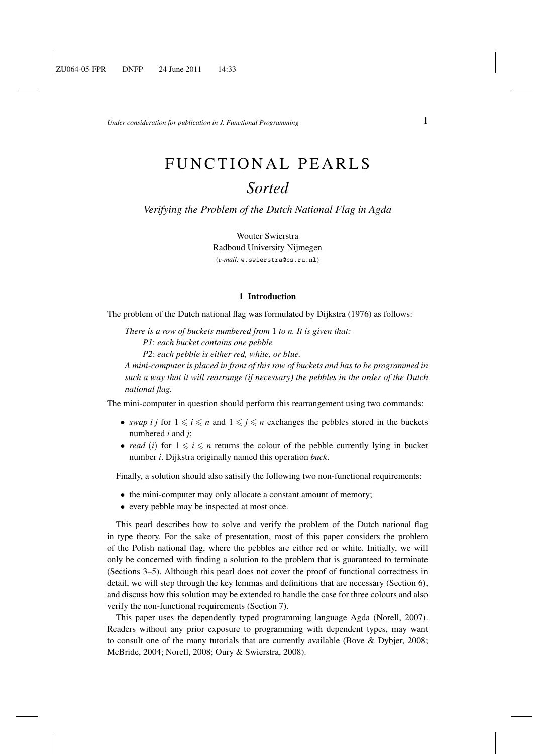*Under consideration for publication in J. Functional Programming*

# FUNCTIONAL PEARLS

## *Sorted*

### *Verifying the Problem of the Dutch National Flag in Agda*

Wouter Swierstra
Radboud University Nijmegen
(*e-mail:* w.swierstra@cs.ru.nl)

## 1 Introduction

The problem of the Dutch national flag was formulated by Dijkstra (1976) as follows:

> *There is a row of buckets numbered from* 1 *to n. It is given that:*
> *P1*: *each bucket contains one pebble*
> *P2*: *each pebble is either red, white, or blue.*
> *A mini-computer is placed in front of this row of buckets and has to be programmed in such a way that it will rearrange (if necessary) the pebbles in the order of the Dutch national flag.*

The mini-computer in question should perform this rearrangement using two commands:

- *swap i j* for $1 \leqslant i \leqslant n$ and $1 \leqslant j \leqslant n$ exchanges the pebbles stored in the buckets numbered *i* and *j*;
- *read* $(i)$ for $1 \leqslant i \leqslant n$ returns the colour of the pebble currently lying in bucket number *i*. Dijkstra originally named this operation *buck*.

Finally, a solution should also satisify the following two non-functional requirements:

- the mini-computer may only allocate a constant amount of memory;
- every pebble may be inspected at most once.

This pearl describes how to solve and verify the problem of the Dutch national flag in type theory. For the sake of presentation, most of this paper considers the problem of the Polish national flag, where the pebbles are either red or white. Initially, we will only be concerned with finding a solution to the problem that is guaranteed to terminate (Sections 3–5). Although this pearl does not cover the proof of functional correctness in detail, we will step through the key lemmas and definitions that are necessary (Section 6), and discuss how this solution may be extended to handle the case for three colours and also verify the non-functional requirements (Section 7).

This paper uses the dependently typed programming language Agda (Norell, 2007). Readers without any prior exposure to programming with dependent types, may want to consult one of the many tutorials that are currently available (Bove & Dybjer, 2008; McBride, 2004; Norell, 2008; Oury & Swierstra, 2008).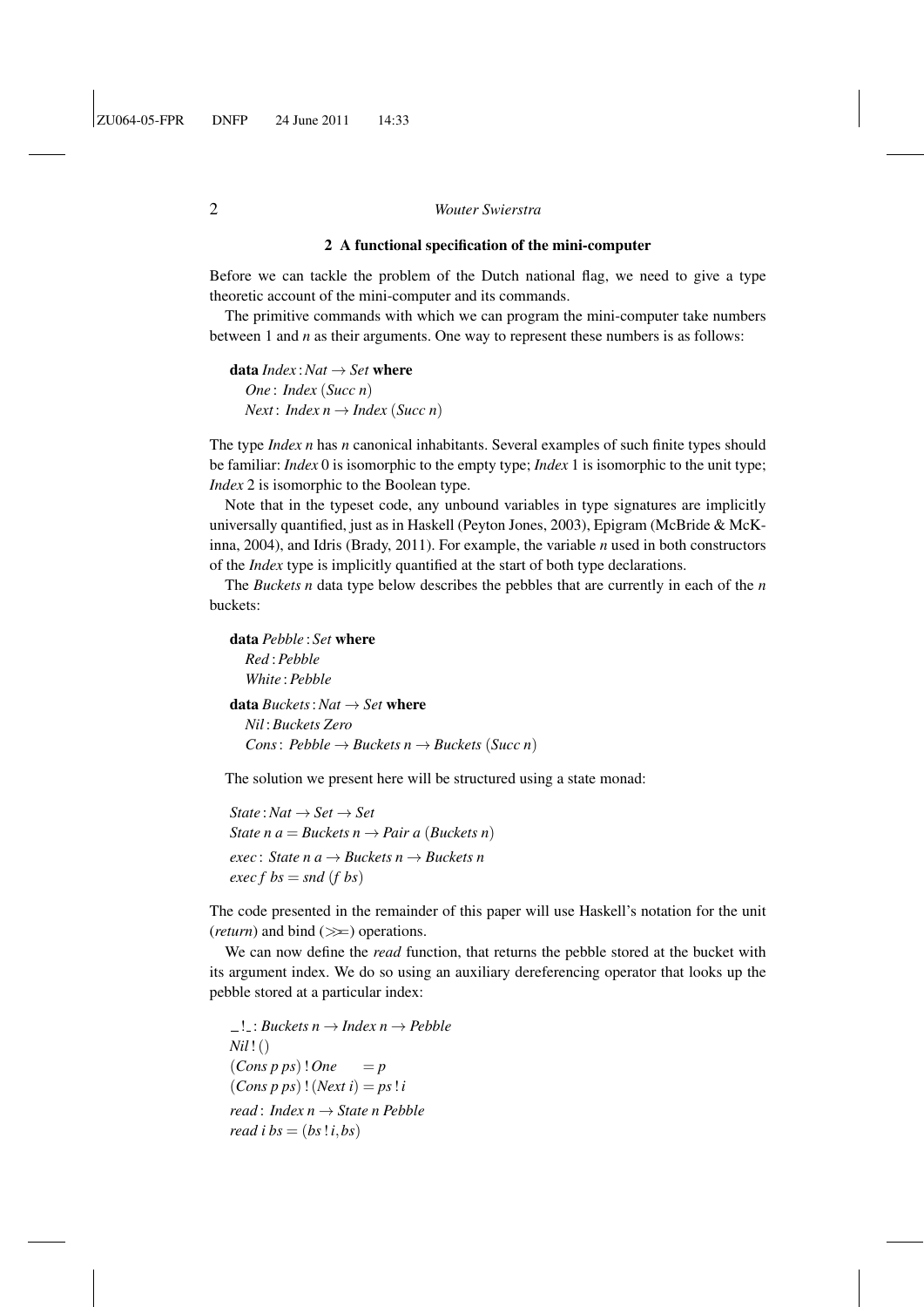## 2 A functional specification of the mini-computer

Before we can tackle the problem of the Dutch national flag, we need to give a type theoretic account of the mini-computer and its commands.

The primitive commands with which we can program the mini-computer take numbers between 1 and *n* as their arguments. One way to represent these numbers is as follows:

```
data Index : Nat → Set where
  One : Index (Succ n)
  Next : Index n → Index (Succ n)
```

The type *Index n* has *n* canonical inhabitants. Several examples of such finite types should be familiar: *Index* 0 is isomorphic to the empty type; *Index* 1 is isomorphic to the unit type; *Index* 2 is isomorphic to the Boolean type.

Note that in the typeset code, any unbound variables in type signatures are implicitly universally quantified, just as in Haskell (Peyton Jones, 2003), Epigram (McBride & McKinna, 2004), and Idris (Brady, 2011). For example, the variable *n* used in both constructors of the *Index* type is implicitly quantified at the start of both type declarations.

The *Buckets n* data type below describes the pebbles that are currently in each of the *n* buckets:

```
data Pebble : Set where
  Red : Pebble
  White : Pebble

data Buckets : Nat → Set where
  Nil : Buckets Zero
  Cons : Pebble → Buckets n → Buckets (Succ n)
```

The solution we present here will be structured using a state monad:

```
State : Nat → Set → Set
State n a = Buckets n → Pair a (Buckets n)
exec : State n a → Buckets n → Buckets n
exec f bs = snd (f bs)
```

The code presented in the remainder of this paper will use Haskell's notation for the unit (*return*) and bind (>>=) operations.

We can now define the *read* function, that returns the pebble stored at the bucket with its argument index. We do so using an auxiliary dereferencing operator that looks up the pebble stored at a particular index:

```
_!_ : Buckets n → Index n → Pebble
Nil ! ()
(Cons p ps) ! One      = p
(Cons p ps) ! (Next i) = ps ! i
read : Index n → State n Pebble
read i bs = (bs ! i, bs)
```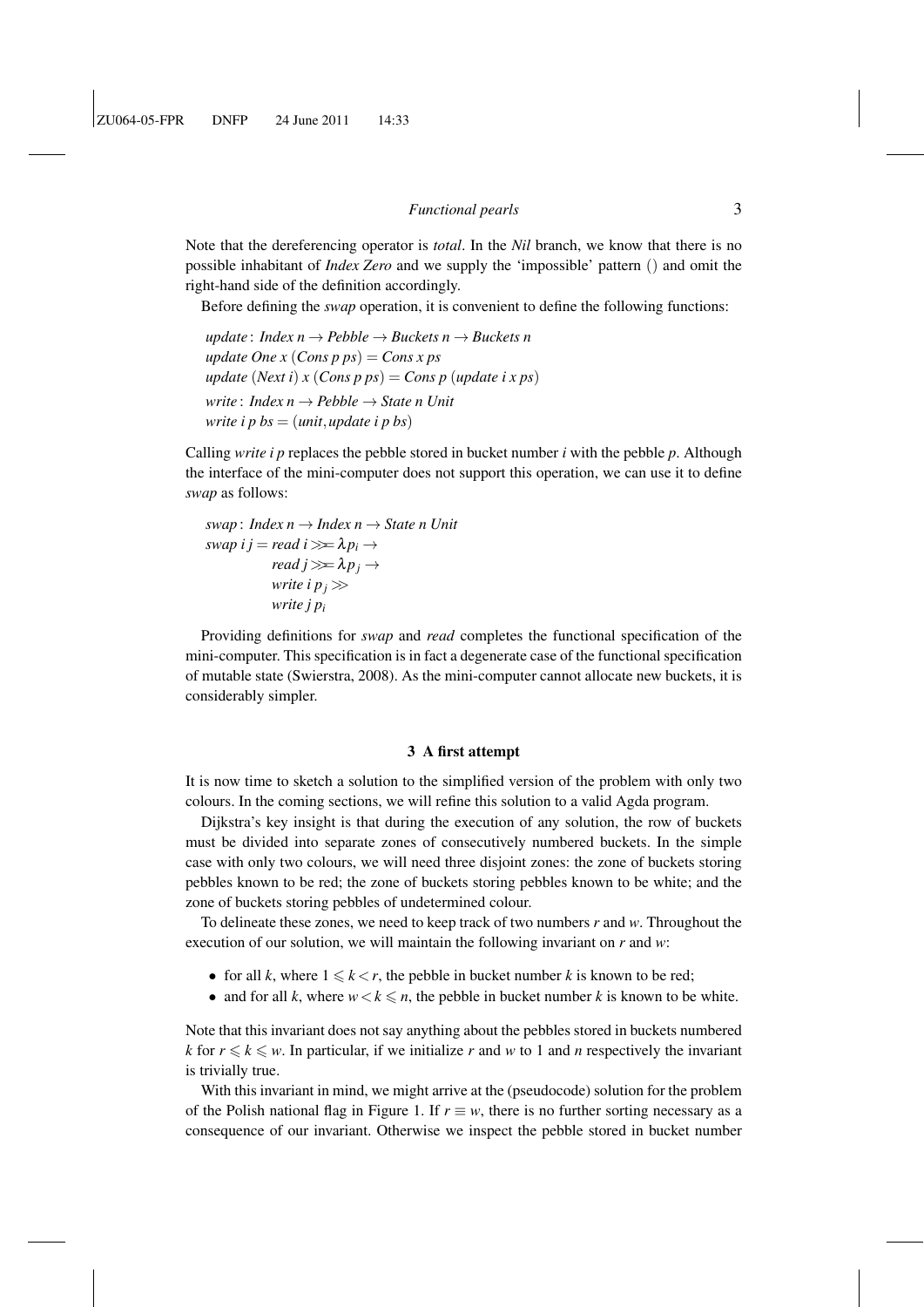Note that the dereferencing operator is *total*. In the *Nil* branch, we know that there is no possible inhabitant of *Index Zero* and we supply the 'impossible' pattern () and omit the right-hand side of the definition accordingly.

Before defining the *swap* operation, it is convenient to define the following functions:

```
update : Index n → Pebble → Buckets n → Buckets n
update One x (Cons p ps) = Cons x ps
update (Next i) x (Cons p ps) = Cons p (update i x ps)
write : Index n → Pebble → State n Unit
write i p bs = (unit, update i p bs)
```

Calling *write i p* replaces the pebble stored in bucket number *i* with the pebble *p*. Although the interface of the mini-computer does not support this operation, we can use it to define *swap* as follows:

```
swap : Index n → Index n → State n Unit
swap i j = read i >>= λp_i →
           read j >>= λp_j →
           write i p_j >>
           write j p_i
```

Providing definitions for *swap* and *read* completes the functional specification of the mini-computer. This specification is in fact a degenerate case of the functional specification of mutable state (Swierstra, 2008). As the mini-computer cannot allocate new buckets, it is considerably simpler.

## 3 A first attempt

It is now time to sketch a solution to the simplified version of the problem with only two colours. In the coming sections, we will refine this solution to a valid Agda program.

Dijkstra's key insight is that during the execution of any solution, the row of buckets must be divided into separate zones of consecutively numbered buckets. In the simple case with only two colours, we will need three disjoint zones: the zone of buckets storing pebbles known to be red; the zone of buckets storing pebbles known to be white; and the zone of buckets storing pebbles of undetermined colour.

To delineate these zones, we need to keep track of two numbers $r$ and $w$. Throughout the execution of our solution, we will maintain the following invariant on $r$ and $w$:

- for all $k$, where $1 \leqslant k < r$, the pebble in bucket number $k$ is known to be red;
- and for all $k$, where $w < k \leqslant n$, the pebble in bucket number $k$ is known to be white.

Note that this invariant does not say anything about the pebbles stored in buckets numbered $k$ for $r \leqslant k \leqslant w$. In particular, if we initialize $r$ and $w$ to 1 and $n$ respectively the invariant is trivially true.

With this invariant in mind, we might arrive at the (pseudocode) solution for the problem of the Polish national flag in Figure 1. If $r \equiv w$, there is no further sorting necessary as a consequence of our invariant. Otherwise we inspect the pebble stored in bucket number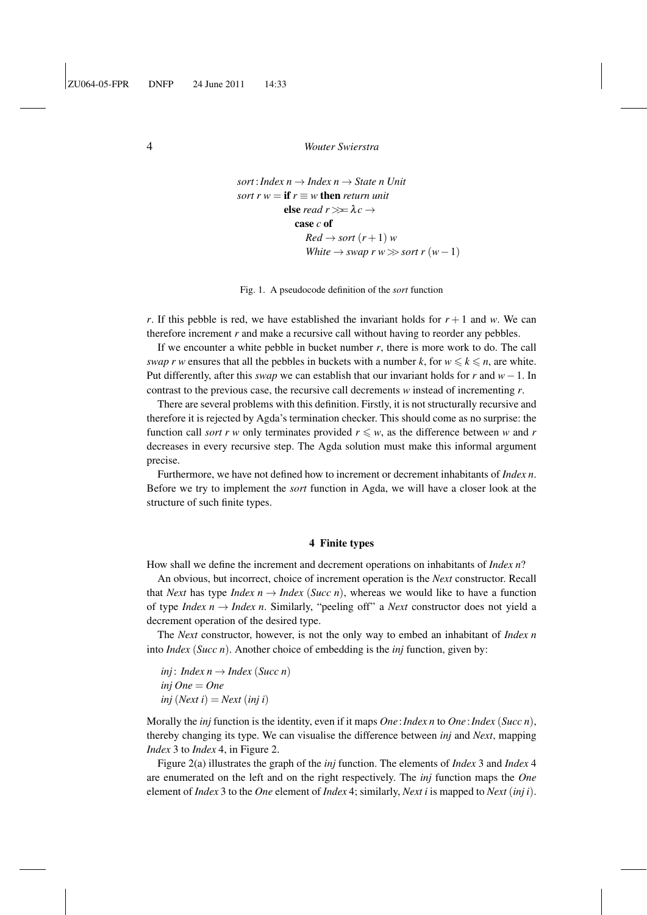```
sort : Index n → Index n → State n Unit
sort r w = if r ≡ w then return unit
           else read r >>= λc →
             case c of
               Red → sort (r + 1) w
               White → swap r w >> sort r (w − 1)
```

Fig. 1. A pseudocode definition of the *sort* function

$r$. If this pebble is red, we have established the invariant holds for $r+1$ and $w$. We can therefore increment $r$ and make a recursive call without having to reorder any pebbles.

If we encounter a white pebble in bucket number $r$, there is more work to do. The call *swap r w* ensures that all the pebbles in buckets with a number $k$, for $w \leqslant k \leqslant n$, are white. Put differently, after this *swap* we can establish that our invariant holds for $r$ and $w-1$. In contrast to the previous case, the recursive call decrements $w$ instead of incrementing $r$.

There are several problems with this definition. Firstly, it is not structurally recursive and therefore it is rejected by Agda's termination checker. This should come as no surprise: the function call *sort r w* only terminates provided $r \leqslant w$, as the difference between $w$ and $r$ decreases in every recursive step. The Agda solution must make this informal argument precise.

Furthermore, we have not defined how to increment or decrement inhabitants of *Index n*. Before we try to implement the *sort* function in Agda, we will have a closer look at the structure of such finite types.

## 4 Finite types

How shall we define the increment and decrement operations on inhabitants of *Index n*?

An obvious, but incorrect, choice of increment operation is the *Next* constructor. Recall that *Next* has type *Index n* → *Index* (*Succ n*), whereas we would like to have a function of type *Index n* → *Index n*. Similarly, "peeling off" a *Next* constructor does not yield a decrement operation of the desired type.

The *Next* constructor, however, is not the only way to embed an inhabitant of *Index n* into *Index* (*Succ n*). Another choice of embedding is the *inj* function, given by:

```
inj : Index n → Index (Succ n)
inj One = One
inj (Next i) = Next (inj i)
```

Morally the *inj* function is the identity, even if it maps *One* : *Index n* to *One* : *Index* (*Succ n*), thereby changing its type. We can visualise the difference between *inj* and *Next*, mapping *Index* 3 to *Index* 4, in Figure 2.

Figure 2(a) illustrates the graph of the *inj* function. The elements of *Index* 3 and *Index* 4 are enumerated on the left and on the right respectively. The *inj* function maps the *One* element of *Index* 3 to the *One* element of *Index* 4; similarly, *Next i* is mapped to *Next* (*inj i*).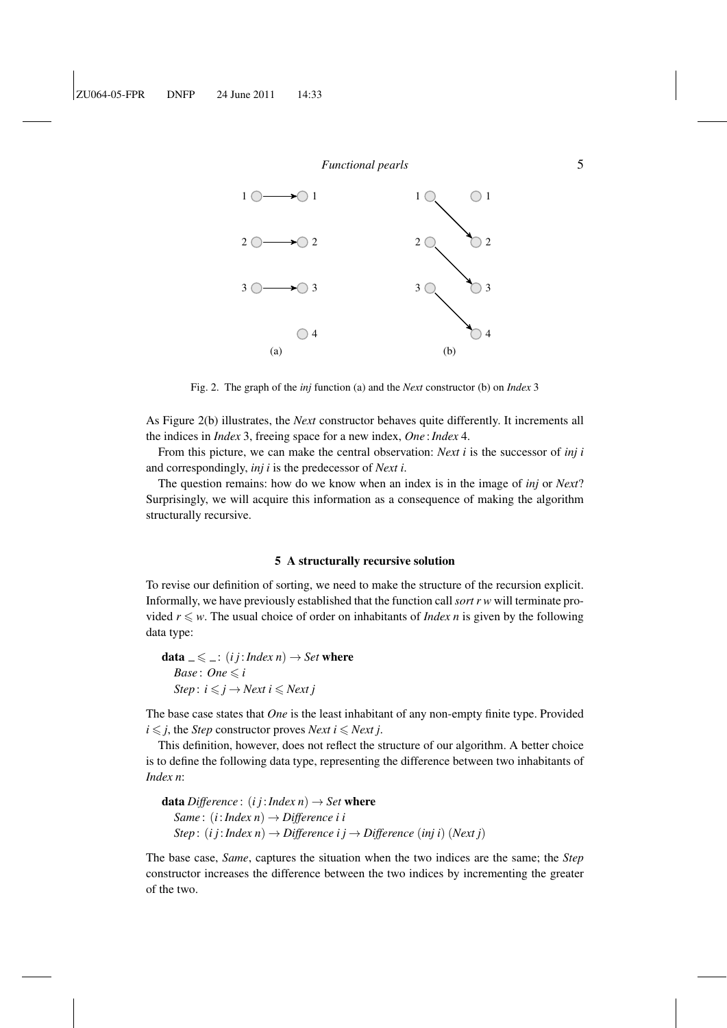Fig. 2. The graph of the *inj* function (a) and the *Next* constructor (b) on *Index* 3

As Figure 2(b) illustrates, the *Next* constructor behaves quite differently. It increments all the indices in *Index* 3, freeing space for a new index, *One* : *Index* 4.

From this picture, we can make the central observation: *Next i* is the successor of *inj i* and correspondingly, *inj i* is the predecessor of *Next i*.

The question remains: how do we know when an index is in the image of *inj* or *Next*? Surprisingly, we will acquire this information as a consequence of making the algorithm structurally recursive.

## 5 A structurally recursive solution

To revise our definition of sorting, we need to make the structure of the recursion explicit. Informally, we have previously established that the function call *sort r w* will terminate provided $r \leqslant w$. The usual choice of order on inhabitants of *Index n* is given by the following data type:

```
data _ ⩽ _ : (i j : Index n) → Set where
  Base : One ⩽ i
  Step : i ⩽ j → Next i ⩽ Next j
```

The base case states that *One* is the least inhabitant of any non-empty finite type. Provided $i \leqslant j$, the *Step* constructor proves *Next* $i \leqslant$ *Next* $j$.

This definition, however, does not reflect the structure of our algorithm. A better choice is to define the following data type, representing the difference between two inhabitants of *Index n*:

```
data Difference : (i j : Index n) → Set where
  Same : (i : Index n) → Difference i i
  Step : (i j : Index n) → Difference i j → Difference (inj i) (Next j)
```

The base case, *Same*, captures the situation when the two indices are the same; the *Step* constructor increases the difference between the two indices by incrementing the greater of the two.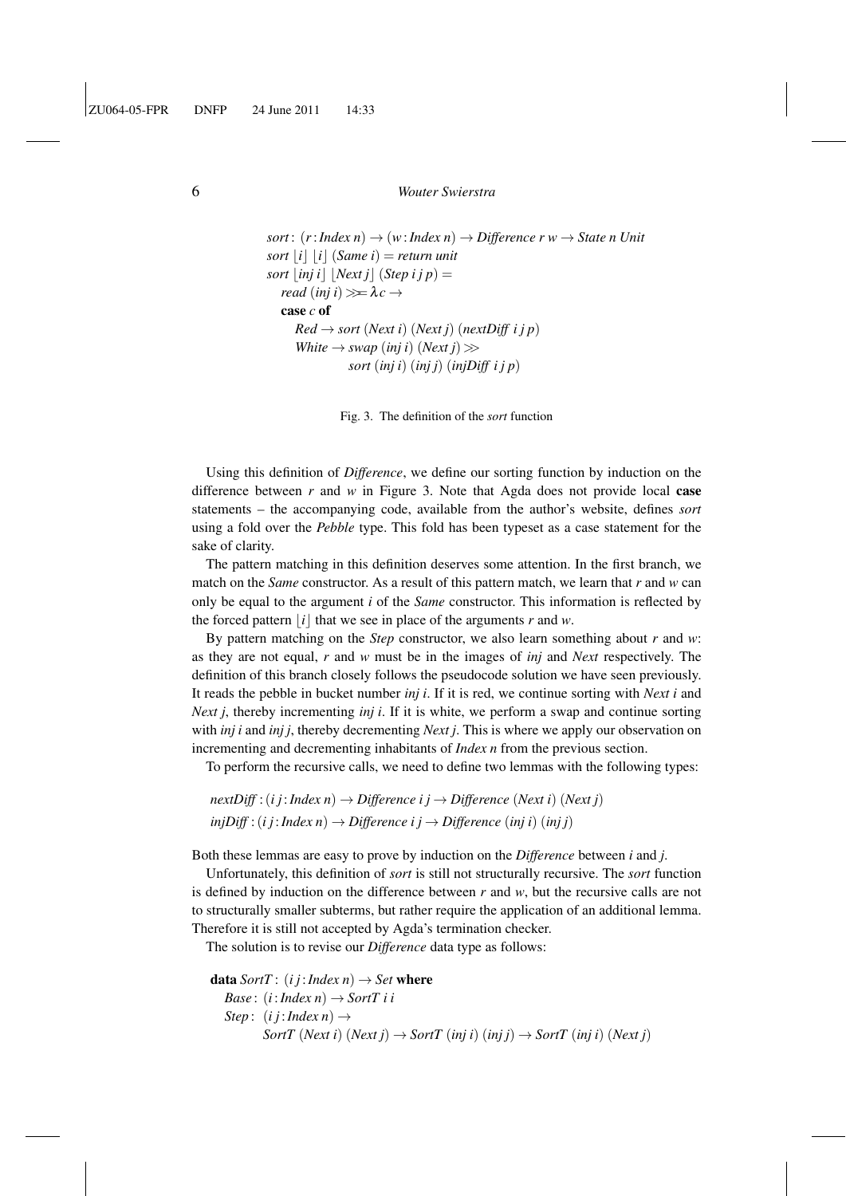```
sort : (r : Index n) → (w : Index n) → Difference r w → State n Unit
sort ⌊i⌋ ⌊i⌋ (Same i) = return unit
sort ⌊inj i⌋ ⌊Next j⌋ (Step i j p) =
  read (inj i) >>= λc →
  case c of
    Red → sort (Next i) (Next j) (nextDiff i j p)
    White → swap (inj i) (Next j) >>
            sort (inj i) (inj j) (injDiff i j p)
```

Fig. 3. The definition of the *sort* function

Using this definition of *Difference*, we define our sorting function by induction on the difference between *r* and *w* in Figure 3. Note that Agda does not provide local **case** statements – the accompanying code, available from the author's website, defines *sort* using a fold over the *Pebble* type. This fold has been typeset as a case statement for the sake of clarity.

The pattern matching in this definition deserves some attention. In the first branch, we match on the *Same* constructor. As a result of this pattern match, we learn that *r* and *w* can only be equal to the argument *i* of the *Same* constructor. This information is reflected by the forced pattern ⌊*i*⌋ that we see in place of the arguments *r* and *w*.

By pattern matching on the *Step* constructor, we also learn something about *r* and *w*: as they are not equal, *r* and *w* must be in the images of *inj* and *Next* respectively. The definition of this branch closely follows the pseudocode solution we have seen previously. It reads the pebble in bucket number *inj i*. If it is red, we continue sorting with *Next i* and *Next j*, thereby incrementing *inj i*. If it is white, we perform a swap and continue sorting with *inj i* and *inj j*, thereby decrementing *Next j*. This is where we apply our observation on incrementing and decrementing inhabitants of *Index n* from the previous section.

To perform the recursive calls, we need to define two lemmas with the following types:

```
nextDiff : (i j : Index n) → Difference i j → Difference (Next i) (Next j)
injDiff : (i j : Index n) → Difference i j → Difference (inj i) (inj j)
```

Both these lemmas are easy to prove by induction on the *Difference* between *i* and *j*.

Unfortunately, this definition of *sort* is still not structurally recursive. The *sort* function is defined by induction on the difference between *r* and *w*, but the recursive calls are not to structurally smaller subterms, but rather require the application of an additional lemma. Therefore it is still not accepted by Agda's termination checker.

The solution is to revise our *Difference* data type as follows:

```
data SortT : (i j : Index n) → Set where
  Base : (i : Index n) → SortT i i
  Step : (i j : Index n) →
         SortT (Next i) (Next j) → SortT (inj i) (inj j) → SortT (inj i) (Next j)
```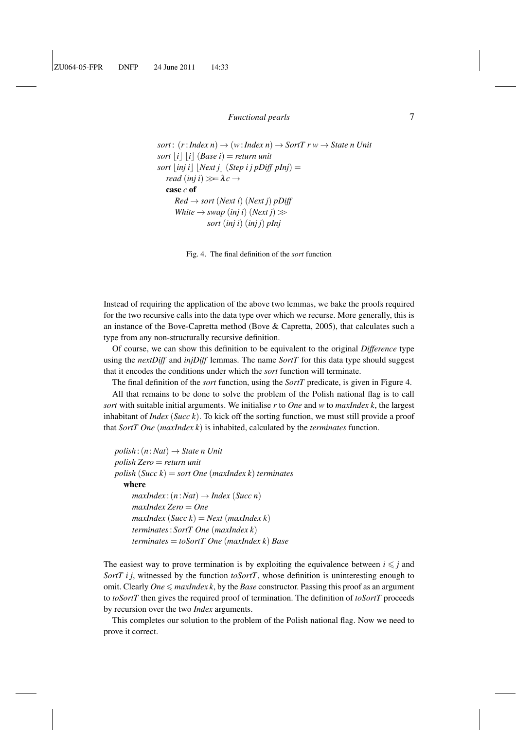```
sort : (r : Index n) → (w : Index n) → SortT r w → State n Unit
sort ⌊i⌋ ⌊i⌋ (Base i) = return unit
sort ⌊inj i⌋ ⌊Next j⌋ (Step i j pDiff pInj) =
  read (inj i) >>= λc →
  case c of
    Red → sort (Next i) (Next j) pDiff
    White → swap (inj i) (Next j) >>
            sort (inj i) (inj j) pInj
```

Fig. 4. The final definition of the *sort* function

Instead of requiring the application of the above two lemmas, we bake the proofs required for the two recursive calls into the data type over which we recurse. More generally, this is an instance of the Bove-Capretta method (Bove & Capretta, 2005), that calculates such a type from any non-structurally recursive definition.

Of course, we can show this definition to be equivalent to the original *Difference* type using the *nextDiff* and *injDiff* lemmas. The name *SortT* for this data type should suggest that it encodes the conditions under which the *sort* function will terminate.

The final definition of the *sort* function, using the *SortT* predicate, is given in Figure 4.

All that remains to be done to solve the problem of the Polish national flag is to call *sort* with suitable initial arguments. We initialise *r* to *One* and *w* to *maxIndex k*, the largest inhabitant of *Index* (*Succ k*). To kick off the sorting function, we must still provide a proof that *SortT One* (*maxIndex k*) is inhabited, calculated by the *terminates* function.

```
polish : (n : Nat) → State n Unit
polish Zero = return unit
polish (Succ k) = sort One (maxIndex k) terminates
  where
    maxIndex : (n : Nat) → Index (Succ n)
    maxIndex Zero = One
    maxIndex (Succ k) = Next (maxIndex k)
    terminates : SortT One (maxIndex k)
    terminates = toSortT One (maxIndex k) Base
```

The easiest way to prove termination is by exploiting the equivalence between $i \leqslant j$ and *SortT i j*, witnessed by the function *toSortT*, whose definition is uninteresting enough to omit. Clearly *One* $\leqslant$ *maxIndex k*, by the *Base* constructor. Passing this proof as an argument to *toSortT* then gives the required proof of termination. The definition of *toSortT* proceeds by recursion over the two *Index* arguments.

This completes our solution to the problem of the Polish national flag. Now we need to prove it correct.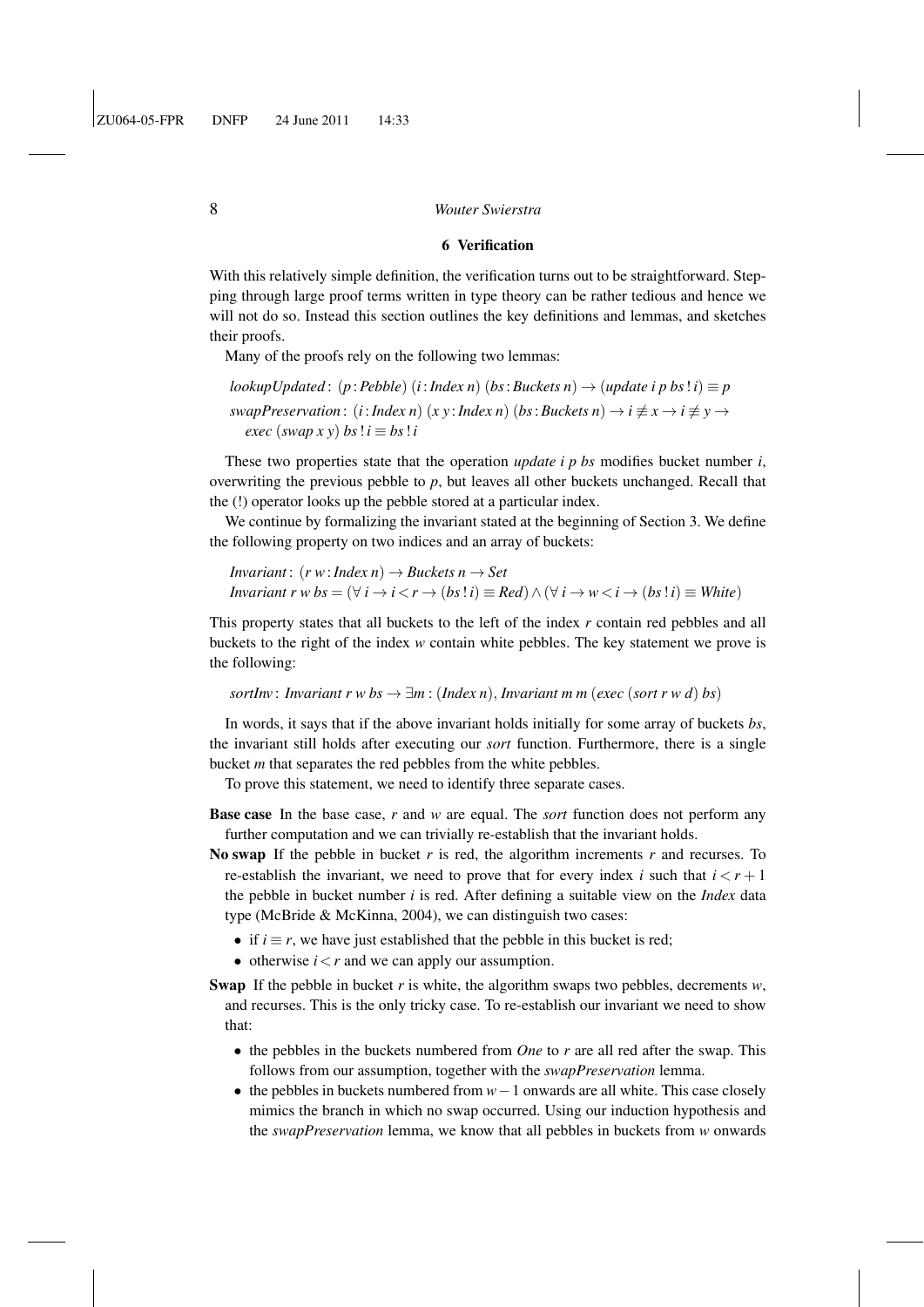## 6 Verification

With this relatively simple definition, the verification turns out to be straightforward. Stepping through large proof terms written in type theory can be rather tedious and hence we will not do so. Instead this section outlines the key definitions and lemmas, and sketches their proofs.

Many of the proofs rely on the following two lemmas:

$$\begin{aligned}
&\mathit{lookupUpdated} : (p : \mathit{Pebble})\ (i : \mathit{Index}\ n)\ (bs : \mathit{Buckets}\ n) \to (\mathit{update}\ i\ p\ bs\ !\ i) \equiv p \\
&\mathit{swapPreservation} : (i : \mathit{Index}\ n)\ (x\ y : \mathit{Index}\ n)\ (bs : \mathit{Buckets}\ n) \to i \not\equiv x \to i \not\equiv y \to \\
&\quad \mathit{exec}\ (\mathit{swap}\ x\ y)\ bs\ !\ i \equiv bs\ !\ i
\end{aligned}$$

These two properties state that the operation *update i p bs* modifies bucket number *i*, overwriting the previous pebble to *p*, but leaves all other buckets unchanged. Recall that the (!) operator looks up the pebble stored at a particular index.

We continue by formalizing the invariant stated at the beginning of Section 3. We define the following property on two indices and an array of buckets:

$$\begin{aligned}
&\mathit{Invariant} : (r\ w : \mathit{Index}\ n) \to \mathit{Buckets}\ n \to \mathit{Set} \\
&\mathit{Invariant}\ r\ w\ bs = (\forall\ i \to i < r \to (bs\ !\ i) \equiv \mathit{Red}) \wedge (\forall\ i \to w < i \to (bs\ !\ i) \equiv \mathit{White})
\end{aligned}$$

This property states that all buckets to the left of the index *r* contain red pebbles and all buckets to the right of the index *w* contain white pebbles. The key statement we prove is the following:

$$\mathit{sortInv} : \mathit{Invariant}\ r\ w\ bs \to \exists m : (\mathit{Index}\ n), \mathit{Invariant}\ m\ m\ (\mathit{exec}\ (\mathit{sort}\ r\ w\ d)\ bs)$$

In words, it says that if the above invariant holds initially for some array of buckets *bs*, the invariant still holds after executing our *sort* function. Furthermore, there is a single bucket *m* that separates the red pebbles from the white pebbles.

To prove this statement, we need to identify three separate cases.

**Base case** In the base case, *r* and *w* are equal. The *sort* function does not perform any further computation and we can trivially re-establish that the invariant holds.

**No swap** If the pebble in bucket *r* is red, the algorithm increments *r* and recurses. To re-establish the invariant, we need to prove that for every index *i* such that $i < r + 1$ the pebble in bucket number *i* is red. After defining a suitable view on the *Index* data type (McBride & McKinna, 2004), we can distinguish two cases:

- if $i \equiv r$, we have just established that the pebble in this bucket is red;
- otherwise $i < r$ and we can apply our assumption.

**Swap** If the pebble in bucket *r* is white, the algorithm swaps two pebbles, decrements *w*, and recurses. This is the only tricky case. To re-establish our invariant we need to show that:

- the pebbles in the buckets numbered from *One* to *r* are all red after the swap. This follows from our assumption, together with the *swapPreservation* lemma.
- the pebbles in buckets numbered from $w - 1$ onwards are all white. This case closely mimics the branch in which no swap occurred. Using our induction hypothesis and the *swapPreservation* lemma, we know that all pebbles in buckets from *w* onwards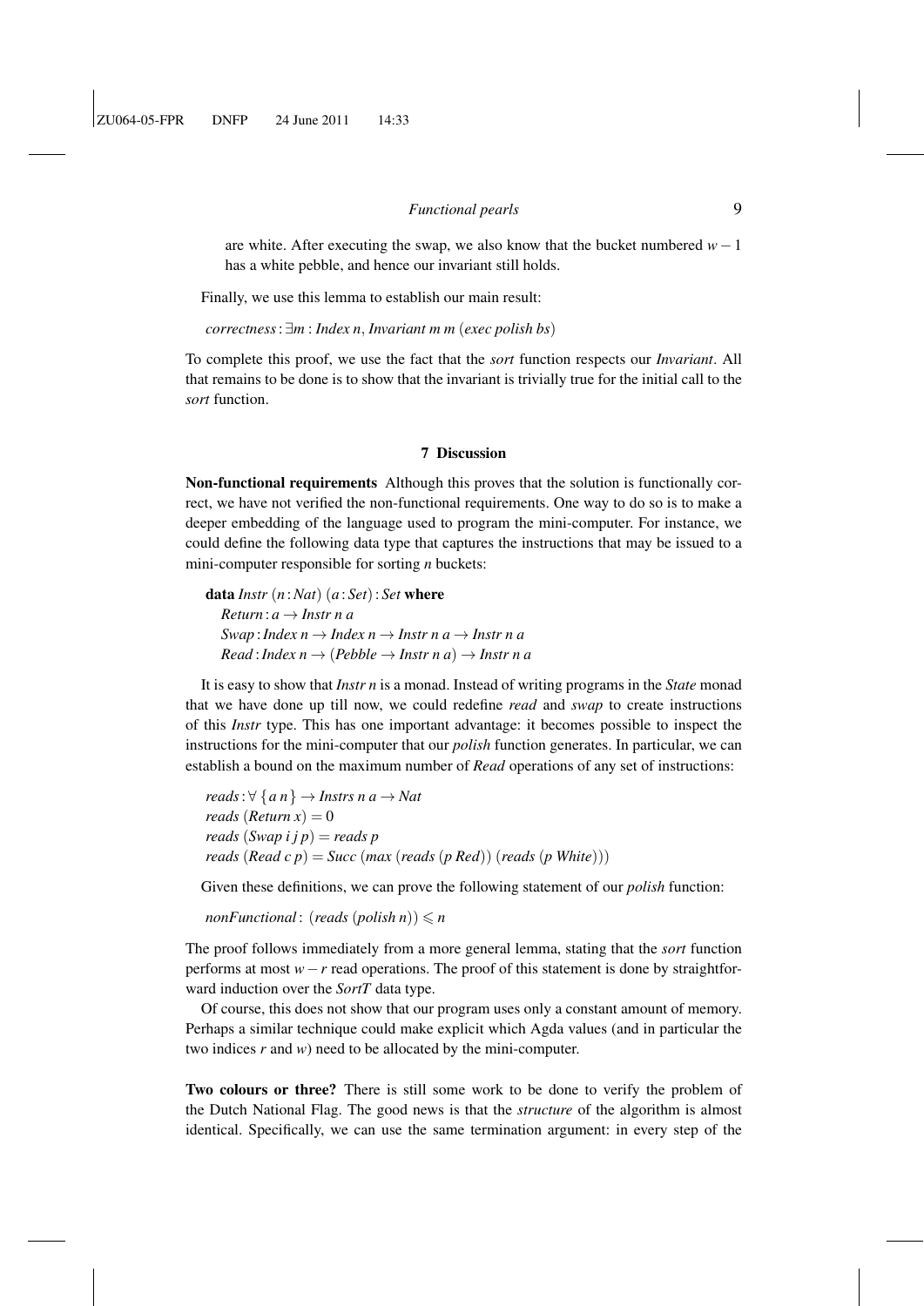are white. After executing the swap, we also know that the bucket numbered $w-1$ has a white pebble, and hence our invariant still holds.

Finally, we use this lemma to establish our main result:

$$correctness : \exists m : Index\ n, Invariant\ m\ m\ (exec\ polish\ bs)$$

To complete this proof, we use the fact that the *sort* function respects our *Invariant*. All that remains to be done is to show that the invariant is trivially true for the initial call to the *sort* function.

## 7 Discussion

**Non-functional requirements** Although this proves that the solution is functionally correct, we have not verified the non-functional requirements. One way to do so is to make a deeper embedding of the language used to program the mini-computer. For instance, we could define the following data type that captures the instructions that may be issued to a mini-computer responsible for sorting *n* buckets:

```
data Instr (n : Nat) (a : Set) : Set where
  Return : a → Instr n a
  Swap : Index n → Index n → Instr n a → Instr n a
  Read : Index n → (Pebble → Instr n a) → Instr n a
```

It is easy to show that *Instr n* is a monad. Instead of writing programs in the *State* monad that we have done up till now, we could redefine *read* and *swap* to create instructions of this *Instr* type. This has one important advantage: it becomes possible to inspect the instructions for the mini-computer that our *polish* function generates. In particular, we can establish a bound on the maximum number of *Read* operations of any set of instructions:

```
reads : ∀ {a n} → Instrs n a → Nat
reads (Return x) = 0
reads (Swap i j p) = reads p
reads (Read c p) = Succ (max (reads (p Red)) (reads (p White)))
```

Given these definitions, we can prove the following statement of our *polish* function:

$$nonFunctional : (reads\ (polish\ n)) \leqslant n$$

The proof follows immediately from a more general lemma, stating that the *sort* function performs at most $w-r$ read operations. The proof of this statement is done by straightforward induction over the *SortT* data type.

Of course, this does not show that our program uses only a constant amount of memory. Perhaps a similar technique could make explicit which Agda values (and in particular the two indices *r* and *w*) need to be allocated by the mini-computer.

**Two colours or three?** There is still some work to be done to verify the problem of the Dutch National Flag. The good news is that the *structure* of the algorithm is almost identical. Specifically, we can use the same termination argument: in every step of the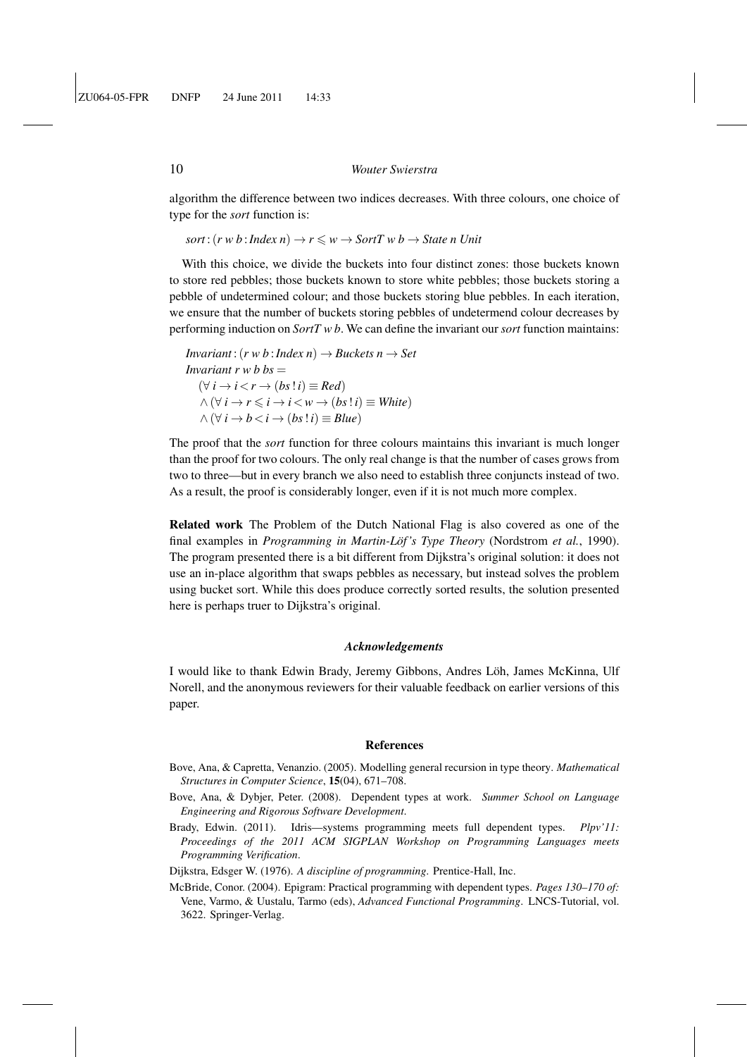algorithm the difference between two indices decreases. With three colours, one choice of type for the *sort* function is:

$$sort : (r\ w\ b : Index\ n) \rightarrow r \leqslant w \rightarrow SortT\ w\ b \rightarrow State\ n\ Unit$$

With this choice, we divide the buckets into four distinct zones: those buckets known to store red pebbles; those buckets known to store white pebbles; those buckets storing a pebble of undetermined colour; and those buckets storing blue pebbles. In each iteration, we ensure that the number of buckets storing pebbles of undetermend colour decreases by performing induction on *SortT w b*. We can define the invariant our *sort* function maintains:

$$
\begin{aligned}
&Invariant : (r\ w\ b : Index\ n) \rightarrow Buckets\ n \rightarrow Set \\
&Invariant\ r\ w\ b\ bs = \\
&\quad (\forall\ i \rightarrow i < r \rightarrow (bs\ !\ i) \equiv Red) \\
&\quad \wedge (\forall\ i \rightarrow r \leqslant i \rightarrow i < w \rightarrow (bs\ !\ i) \equiv White) \\
&\quad \wedge (\forall\ i \rightarrow b < i \rightarrow (bs\ !\ i) \equiv Blue)
\end{aligned}
$$

The proof that the *sort* function for three colours maintains this invariant is much longer than the proof for two colours. The only real change is that the number of cases grows from two to three—but in every branch we also need to establish three conjuncts instead of two. As a result, the proof is considerably longer, even if it is not much more complex.

**Related work** The Problem of the Dutch National Flag is also covered as one of the final examples in *Programming in Martin-Löf's Type Theory* (Nordstrom *et al.*, 1990). The program presented there is a bit different from Dijkstra's original solution: it does not use an in-place algorithm that swaps pebbles as necessary, but instead solves the problem using bucket sort. While this does produce correctly sorted results, the solution presented here is perhaps truer to Dijkstra's original.

### *Acknowledgements*

I would like to thank Edwin Brady, Jeremy Gibbons, Andres Löh, James McKinna, Ulf Norell, and the anonymous reviewers for their valuable feedback on earlier versions of this paper.

## References

Bove, Ana, & Capretta, Venanzio. (2005). Modelling general recursion in type theory. *Mathematical Structures in Computer Science*, **15**(04), 671–708.

Bove, Ana, & Dybjer, Peter. (2008). Dependent types at work. *Summer School on Language Engineering and Rigorous Software Development*.

Brady, Edwin. (2011). Idris—systems programming meets full dependent types. *Plpv'11: Proceedings of the 2011 ACM SIGPLAN Workshop on Programming Languages meets Programming Verification*.

Dijkstra, Edsger W. (1976). *A discipline of programming*. Prentice-Hall, Inc.

McBride, Conor. (2004). Epigram: Practical programming with dependent types. *Pages 130–170 of:* Vene, Varmo, & Uustalu, Tarmo (eds), *Advanced Functional Programming*. LNCS-Tutorial, vol. 3622. Springer-Verlag.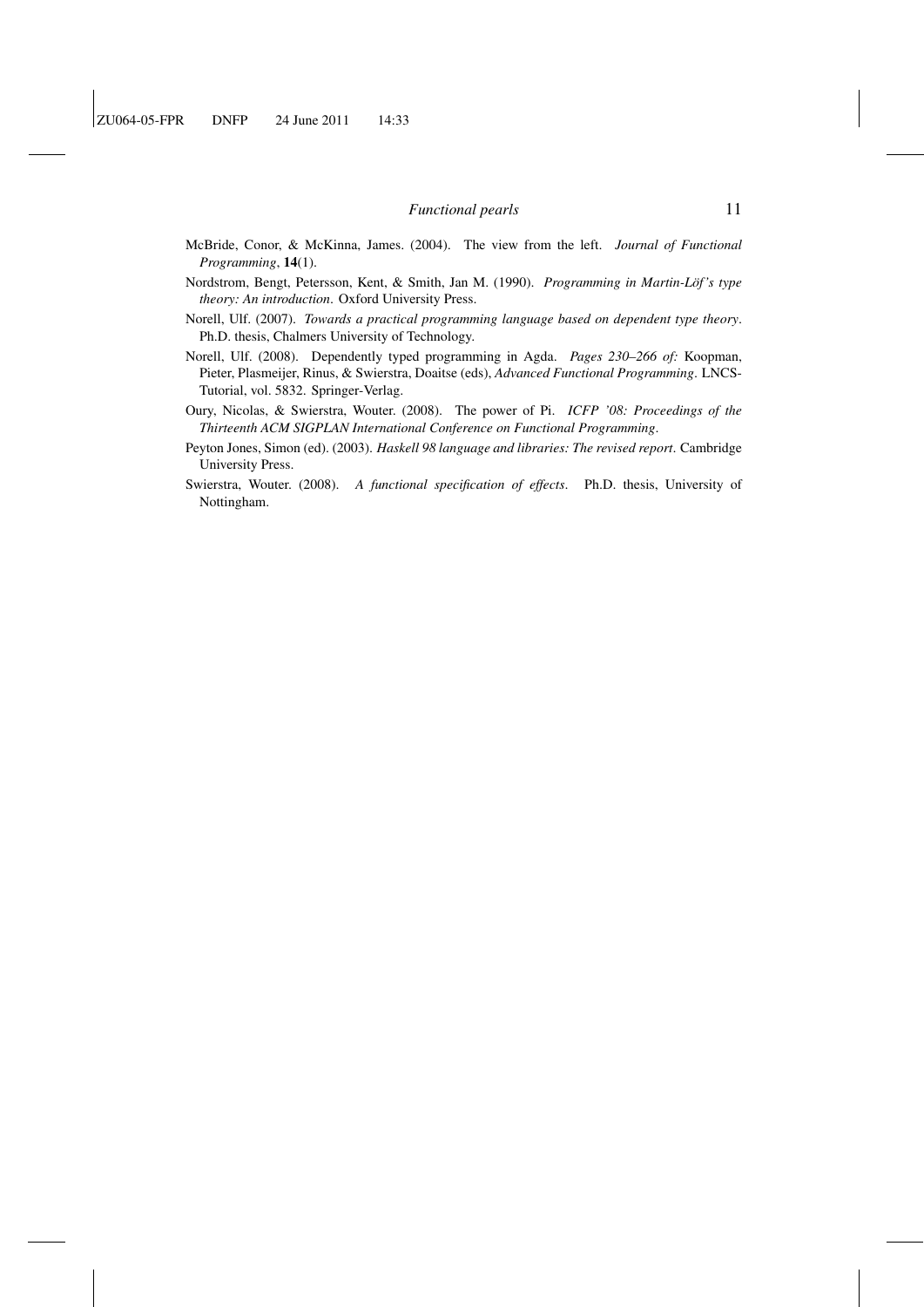McBride, Conor, & McKinna, James. (2004). The view from the left. *Journal of Functional Programming*, **14**(1).

Nordstrom, Bengt, Petersson, Kent, & Smith, Jan M. (1990). *Programming in Martin-Löf's type theory: An introduction*. Oxford University Press.

Norell, Ulf. (2007). *Towards a practical programming language based on dependent type theory*. Ph.D. thesis, Chalmers University of Technology.

Norell, Ulf. (2008). Dependently typed programming in Agda. *Pages 230–266 of:* Koopman, Pieter, Plasmeijer, Rinus, & Swierstra, Doaitse (eds), *Advanced Functional Programming*. LNCS-Tutorial, vol. 5832. Springer-Verlag.

Oury, Nicolas, & Swierstra, Wouter. (2008). The power of Pi. *ICFP '08: Proceedings of the Thirteenth ACM SIGPLAN International Conference on Functional Programming*.

Peyton Jones, Simon (ed). (2003). *Haskell 98 language and libraries: The revised report*. Cambridge University Press.

Swierstra, Wouter. (2008). *A functional specification of effects*. Ph.D. thesis, University of Nottingham.